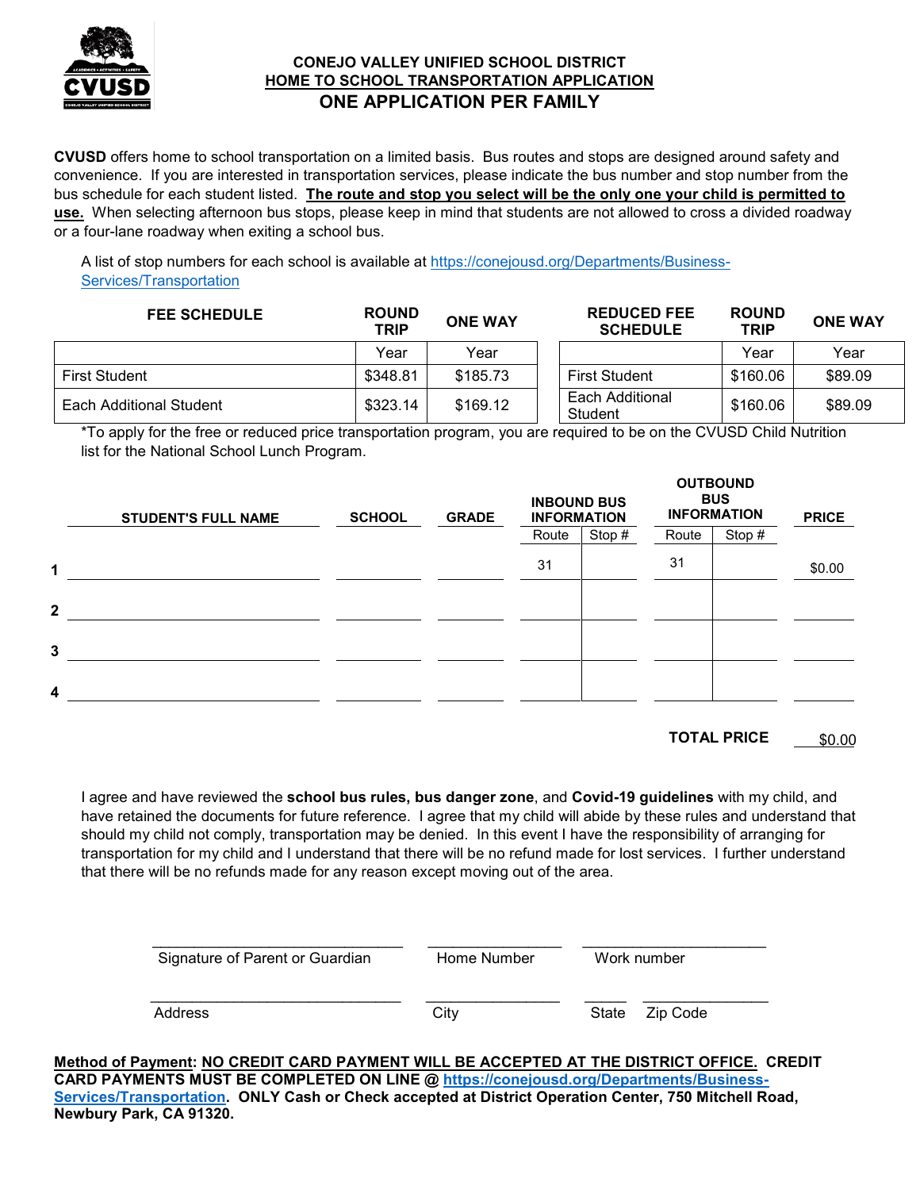# CONEJO VALLEY UNIFIED SCHOOL DISTRICT
## HOME TO SCHOOL TRANSPORTATION APPLICATION
## ONE APPLICATION PER FAMILY

**CVUSD** offers home to school transportation on a limited basis. Bus routes and stops are designed around safety and convenience. If you are interested in transportation services, please indicate the bus number and stop number from the bus schedule for each student listed. **The route and stop you select will be the only one your child is permitted to use.** When selecting afternoon bus stops, please keep in mind that students are not allowed to cross a divided roadway or a four-lane roadway when exiting a school bus.

A list of stop numbers for each school is available at https://conejousd.org/Departments/Business-Services/Transportation

| FEE SCHEDULE | ROUND TRIP | ONE WAY |
|---|---|---|
| | Year | Year |
| First Student | $348.81 | $185.73 |
| Each Additional Student | $323.14 | $169.12 |

| REDUCED FEE SCHEDULE | ROUND TRIP | ONE WAY |
|---|---|---|
| | Year | Year |
| First Student | $160.06 | $89.09 |
| Each Additional Student | $160.06 | $89.09 |

*To apply for the free or reduced price transportation program, you are required to be on the CVUSD Child Nutrition list for the National School Lunch Program.

| | STUDENT'S FULL NAME | SCHOOL | GRADE | INBOUND BUS INFORMATION | | OUTBOUND BUS INFORMATION | | PRICE |
|---|---|---|---|---|---|---|---|---|
| | | | | Route | Stop # | Route | Stop # | |
| 1 | | | | 31 | | 31 | | $0.00 |
| 2 | | | | | | | | |
| 3 | | | | | | | | |
| 4 | | | | | | | | |

**TOTAL PRICE** $0.00

I agree and have reviewed the **school bus rules, bus danger zone**, and **Covid-19 guidelines** with my child, and have retained the documents for future reference. I agree that my child will abide by these rules and understand that should my child not comply, transportation may be denied. In this event I have the responsibility of arranging for transportation for my child and I understand that there will be no refund made for lost services. I further understand that there will be no refunds made for any reason except moving out of the area.

Signature of Parent or Guardian ______________________ Home Number ______________ Work number ______________

Address ______________________ City ______________ State ______ Zip Code ______________

**Method of Payment: NO CREDIT CARD PAYMENT WILL BE ACCEPTED AT THE DISTRICT OFFICE. CREDIT CARD PAYMENTS MUST BE COMPLETED ON LINE @ https://conejousd.org/Departments/Business-Services/Transportation. ONLY Cash or Check accepted at District Operation Center, 750 Mitchell Road, Newbury Park, CA 91320.**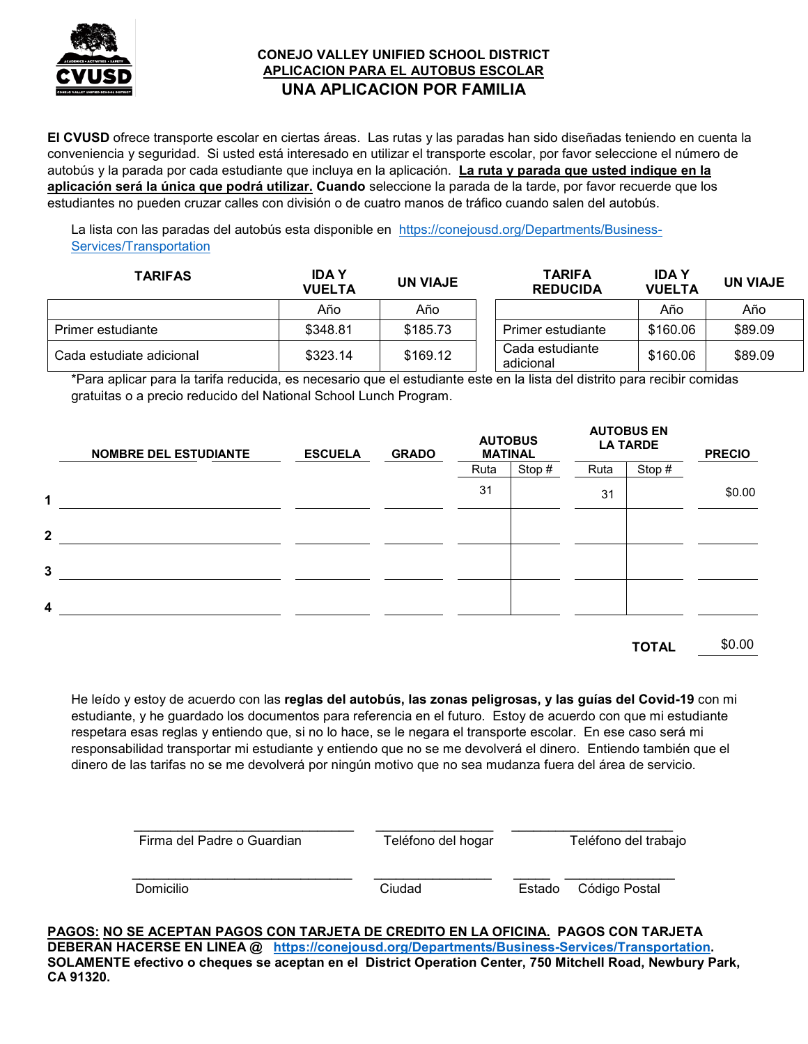**CONEJO VALLEY UNIFIED SCHOOL DISTRICT**
**APLICACION PARA EL AUTOBUS ESCOLAR**
## UNA APLICACION POR FAMILIA

**El CVUSD** ofrece transporte escolar en ciertas áreas. Las rutas y las paradas han sido diseñadas teniendo en cuenta la conveniencia y seguridad. Si usted está interesado en utilizar el transporte escolar, por favor seleccione el número de autobús y la parada por cada estudiante que incluya en la aplicación. **La ruta y parada que usted indique en la aplicación será la única que podrá utilizar. Cuando** seleccione la parada de la tarde, por favor recuerde que los estudiantes no pueden cruzar calles con división o de cuatro manos de tráfico cuando salen del autobús.

La lista con las paradas del autobús esta disponible en https://conejousd.org/Departments/Business-Services/Transportation

| TARIFAS | IDA Y VUELTA | UN VIAJE |
|---|---|---|
| | Año | Año |
| Primer estudiante | $348.81 | $185.73 |
| Cada estudiate adicional | $323.14 | $169.12 |

| TARIFA REDUCIDA | IDA Y VUELTA | UN VIAJE |
|---|---|---|
| | Año | Año |
| Primer estudiante | $160.06 | $89.09 |
| Cada estudiante adicional | $160.06 | $89.09 |

*Para aplicar para la tarifa reducida, es necesario que el estudiante este en la lista del distrito para recibir comidas gratuitas o a precio reducido del National School Lunch Program.

| | NOMBRE DEL ESTUDIANTE | ESCUELA | GRADO | AUTOBUS MATINAL | | AUTOBUS EN LA TARDE | | PRECIO |
|---|---|---|---|---|---|---|---|---|
| | | | | Ruta | Stop # | Ruta | Stop # | |
| 1 | | | | 31 | | 31 | | $0.00 |
| 2 | | | | | | | | |
| 3 | | | | | | | | |
| 4 | | | | | | | | |

**TOTAL** $0.00

He leído y estoy de acuerdo con las **reglas del autobús, las zonas peligrosas, y las guías del Covid-19** con mi estudiante, y he guardado los documentos para referencia en el futuro. Estoy de acuerdo con que mi estudiante respetara esas reglas y entiendo que, si no lo hace, se le negara el transporte escolar. En ese caso será mi responsabilidad transportar mi estudiante y entiendo que no se me devolverá el dinero. Entiendo también que el dinero de las tarifas no se me devolverá por ningún motivo que no sea mudanza fuera del área de servicio.

\_\_\_\_\_\_\_\_\_\_\_\_\_\_\_\_\_\_\_\_\_\_\_\_\_\_\_\_ \_\_\_\_\_\_\_\_\_\_\_\_\_\_\_ \_\_\_\_\_\_\_\_\_\_\_\_\_\_\_\_\_\_\_\_
Firma del Padre o Guardian — Teléfono del hogar — Teléfono del trabajo

\_\_\_\_\_\_\_\_\_\_\_\_\_\_\_\_\_\_\_\_\_\_\_\_\_\_\_\_ \_\_\_\_\_\_\_\_\_\_\_\_\_\_\_ \_\_\_\_\_ \_\_\_\_\_\_\_\_\_\_\_\_\_\_
Domicilio — Ciudad — Estado — Código Postal

**PAGOS: NO SE ACEPTAN PAGOS CON TARJETA DE CREDITO EN LA OFICINA. PAGOS CON TARJETA DEBERAN HACERSE EN LINEA @ https://conejousd.org/Departments/Business-Services/Transportation. SOLAMENTE efectivo o cheques se aceptan en el District Operation Center, 750 Mitchell Road, Newbury Park, CA 91320.**